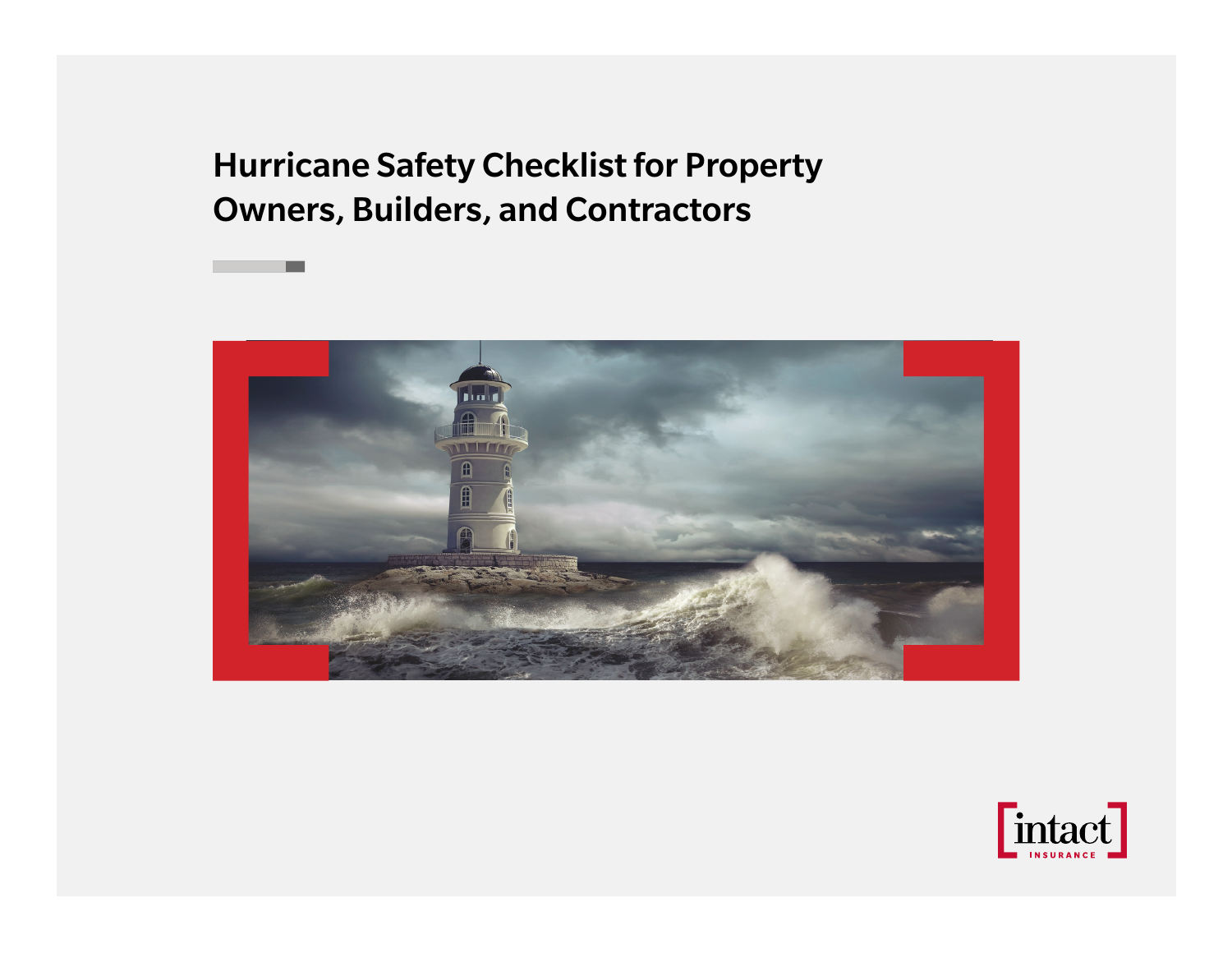# Hurricane Safety Checklist for Property Owners, Builders, and Contractors

intact INSURANCE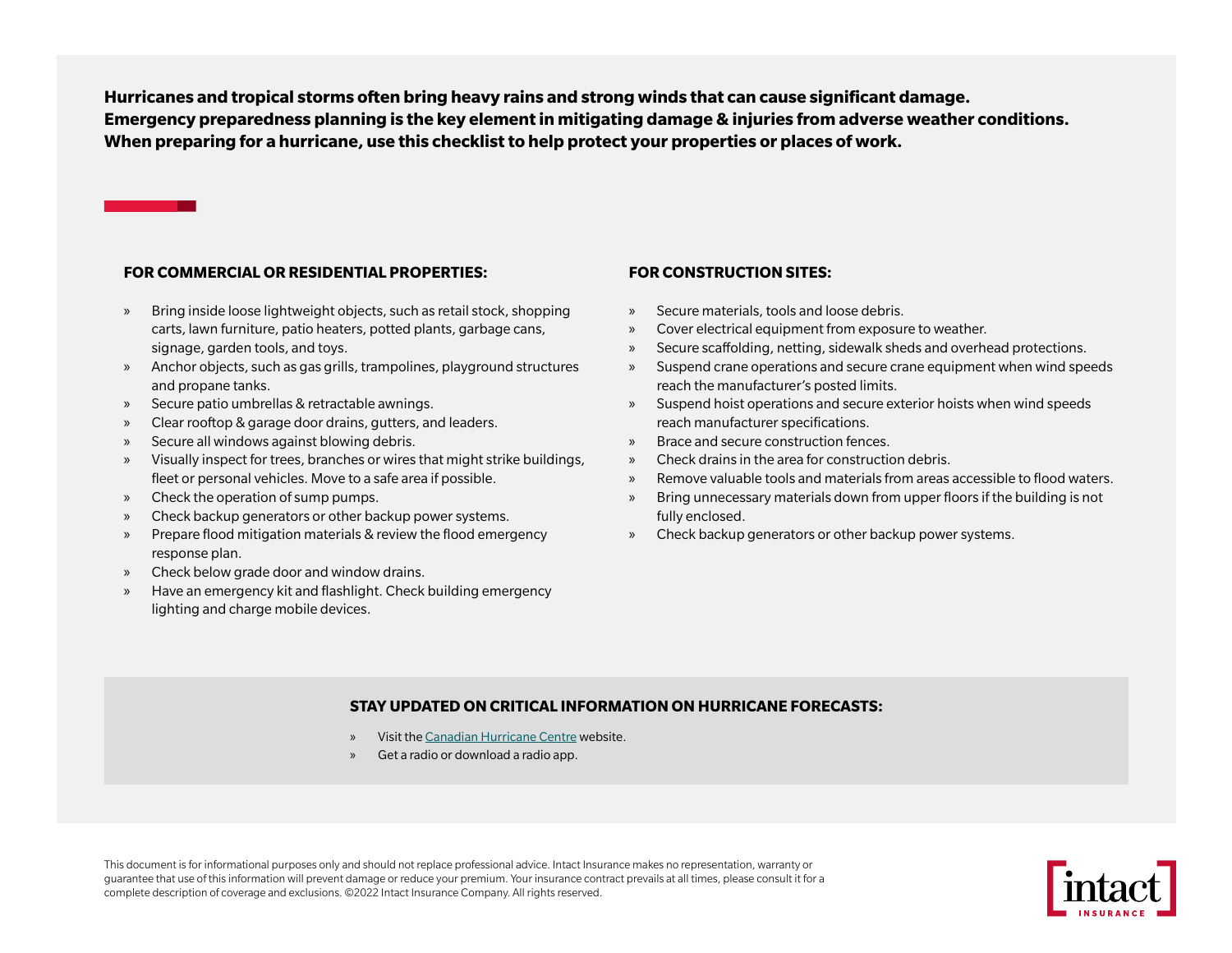**Hurricanes and tropical storms often bring heavy rains and strong winds that can cause significant damage. Emergency preparedness planning is the key element in mitigating damage & injuries from adverse weather conditions. When preparing for a hurricane, use this checklist to help protect your properties or places of work.**

### FOR COMMERCIAL OR RESIDENTIAL PROPERTIES:

- Bring inside loose lightweight objects, such as retail stock, shopping carts, lawn furniture, patio heaters, potted plants, garbage cans, signage, garden tools, and toys.
- Anchor objects, such as gas grills, trampolines, playground structures and propane tanks.
- Secure patio umbrellas & retractable awnings.
- Clear rooftop & garage door drains, gutters, and leaders.
- Secure all windows against blowing debris.
- Visually inspect for trees, branches or wires that might strike buildings, fleet or personal vehicles. Move to a safe area if possible.
- Check the operation of sump pumps.
- Check backup generators or other backup power systems.
- Prepare flood mitigation materials & review the flood emergency response plan.
- Check below grade door and window drains.
- Have an emergency kit and flashlight. Check building emergency lighting and charge mobile devices.

### FOR CONSTRUCTION SITES:

- Secure materials, tools and loose debris.
- Cover electrical equipment from exposure to weather.
- Secure scaffolding, netting, sidewalk sheds and overhead protections.
- Suspend crane operations and secure crane equipment when wind speeds reach the manufacturer's posted limits.
- Suspend hoist operations and secure exterior hoists when wind speeds reach manufacturer specifications.
- Brace and secure construction fences.
- Check drains in the area for construction debris.
- Remove valuable tools and materials from areas accessible to flood waters.
- Bring unnecessary materials down from upper floors if the building is not fully enclosed.
- Check backup generators or other backup power systems.

### STAY UPDATED ON CRITICAL INFORMATION ON HURRICANE FORECASTS:

- Visit the Canadian Hurricane Centre website.
- Get a radio or download a radio app.

This document is for informational purposes only and should not replace professional advice. Intact Insurance makes no representation, warranty or guarantee that use of this information will prevent damage or reduce your premium. Your insurance contract prevails at all times, please consult it for a complete description of coverage and exclusions. ©2022 Intact Insurance Company. All rights reserved.